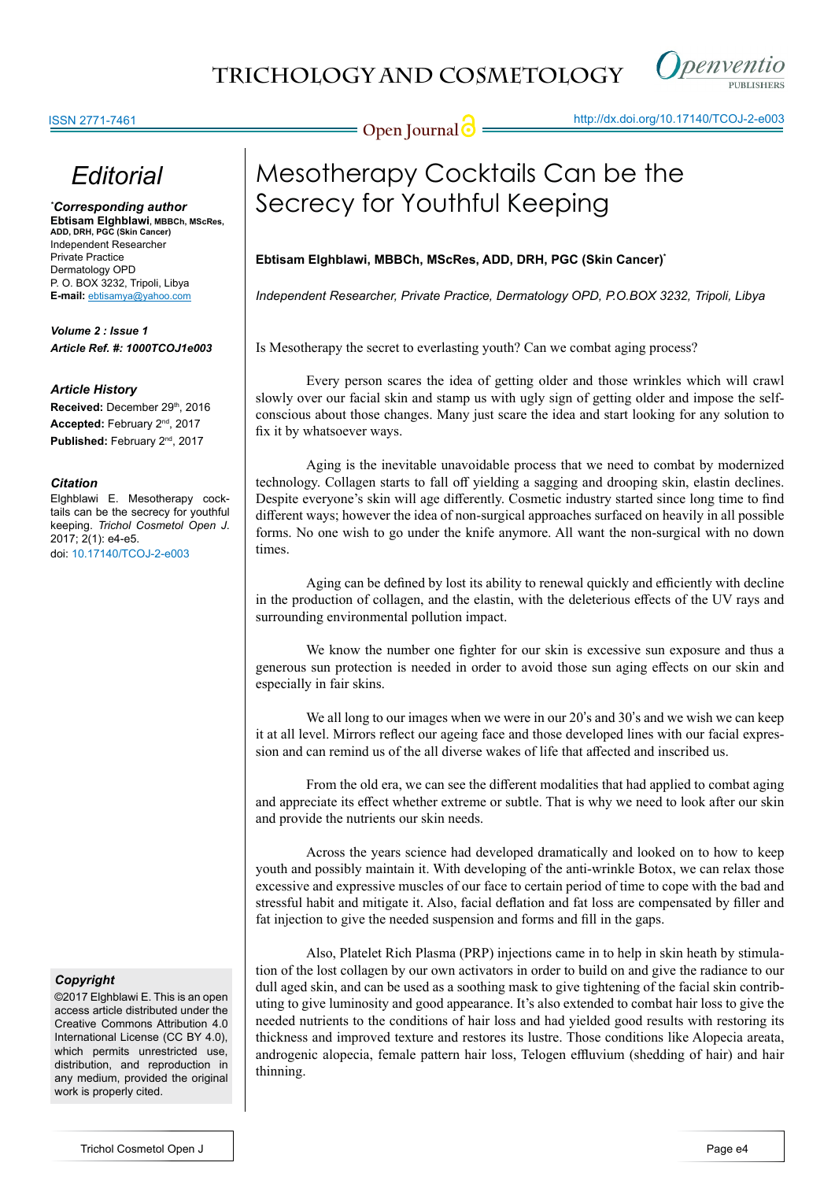# Editorial

**\*Corresponding author**
**Ebtisam Elghblawi**, MBBCh, MScRes, ADD, DRH, PGC (Skin Cancer)
Independent Researcher
Private Practice
Dermatology OPD
P. O. BOX 3232, Tripoli, Libya
**E-mail:** ebtisamya@yahoo.com

***Volume 2 : Issue 1***
***Article Ref. #: 1000TCOJ1e003***

### Article History

**Received:** December 29th, 2016
**Accepted:** February 2nd, 2017
**Published:** February 2nd, 2017

### Citation

Elghblawi E. Mesotherapy cocktails can be the secrecy for youthful keeping. *Trichol Cosmetol Open J*. 2017; 2(1): e4-e5. doi: 10.17140/TCOJ-2-e003

### Copyright

©2017 Elghblawi E. This is an open access article distributed under the Creative Commons Attribution 4.0 International License (CC BY 4.0), which permits unrestricted use, distribution, and reproduction in any medium, provided the original work is properly cited.

# Mesotherapy Cocktails Can be the Secrecy for Youthful Keeping

**Ebtisam Elghblawi, MBBCh, MScRes, ADD, DRH, PGC (Skin Cancer)\***

*Independent Researcher, Private Practice, Dermatology OPD, P.O.BOX 3232, Tripoli, Libya*

Is Mesotherapy the secret to everlasting youth? Can we combat aging process?

Every person scares the idea of getting older and those wrinkles which will crawl slowly over our facial skin and stamp us with ugly sign of getting older and impose the self-conscious about those changes. Many just scare the idea and start looking for any solution to fix it by whatsoever ways.

Aging is the inevitable unavoidable process that we need to combat by modernized technology. Collagen starts to fall off yielding a sagging and drooping skin, elastin declines. Despite everyone's skin will age differently. Cosmetic industry started since long time to find different ways; however the idea of non-surgical approaches surfaced on heavily in all possible forms. No one wish to go under the knife anymore. All want the non-surgical with no down times.

Aging can be defined by lost its ability to renewal quickly and efficiently with decline in the production of collagen, and the elastin, with the deleterious effects of the UV rays and surrounding environmental pollution impact.

We know the number one fighter for our skin is excessive sun exposure and thus a generous sun protection is needed in order to avoid those sun aging effects on our skin and especially in fair skins.

We all long to our images when we were in our 20's and 30's and we wish we can keep it at all level. Mirrors reflect our ageing face and those developed lines with our facial expression and can remind us of the all diverse wakes of life that affected and inscribed us.

From the old era, we can see the different modalities that had applied to combat aging and appreciate its effect whether extreme or subtle. That is why we need to look after our skin and provide the nutrients our skin needs.

Across the years science had developed dramatically and looked on to how to keep youth and possibly maintain it. With developing of the anti-wrinkle Botox, we can relax those excessive and expressive muscles of our face to certain period of time to cope with the bad and stressful habit and mitigate it. Also, facial deflation and fat loss are compensated by filler and fat injection to give the needed suspension and forms and fill in the gaps.

Also, Platelet Rich Plasma (PRP) injections came in to help in skin heath by stimulation of the lost collagen by our own activators in order to build on and give the radiance to our dull aged skin, and can be used as a soothing mask to give tightening of the facial skin contributing to give luminosity and good appearance. It's also extended to combat hair loss to give the needed nutrients to the conditions of hair loss and had yielded good results with restoring its thickness and improved texture and restores its lustre. Those conditions like Alopecia areata, androgenic alopecia, female pattern hair loss, Telogen effluvium (shedding of hair) and hair thinning.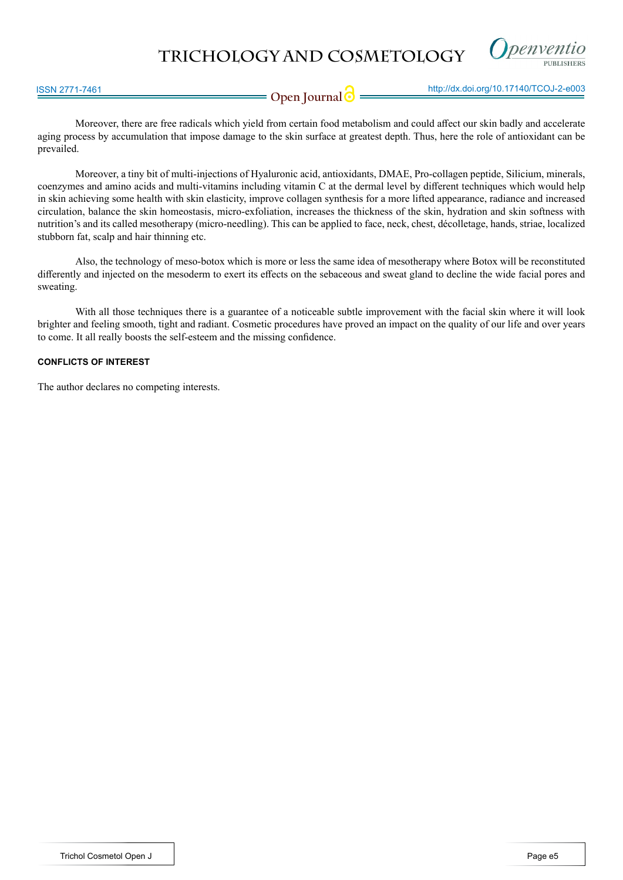Moreover, there are free radicals which yield from certain food metabolism and could affect our skin badly and accelerate aging process by accumulation that impose damage to the skin surface at greatest depth. Thus, here the role of antioxidant can be prevailed.

Moreover, a tiny bit of multi-injections of Hyaluronic acid, antioxidants, DMAE, Pro-collagen peptide, Silicium, minerals, coenzymes and amino acids and multi-vitamins including vitamin C at the dermal level by different techniques which would help in skin achieving some health with skin elasticity, improve collagen synthesis for a more lifted appearance, radiance and increased circulation, balance the skin homeostasis, micro-exfoliation, increases the thickness of the skin, hydration and skin softness with nutrition's and its called mesotherapy (micro-needling). This can be applied to face, neck, chest, décolletage, hands, striae, localized stubborn fat, scalp and hair thinning etc.

Also, the technology of meso-botox which is more or less the same idea of mesotherapy where Botox will be reconstituted differently and injected on the mesoderm to exert its effects on the sebaceous and sweat gland to decline the wide facial pores and sweating.

With all those techniques there is a guarantee of a noticeable subtle improvement with the facial skin where it will look brighter and feeling smooth, tight and radiant. Cosmetic procedures have proved an impact on the quality of our life and over years to come. It all really boosts the self-esteem and the missing confidence.

## CONFLICTS OF INTEREST

The author declares no competing interests.